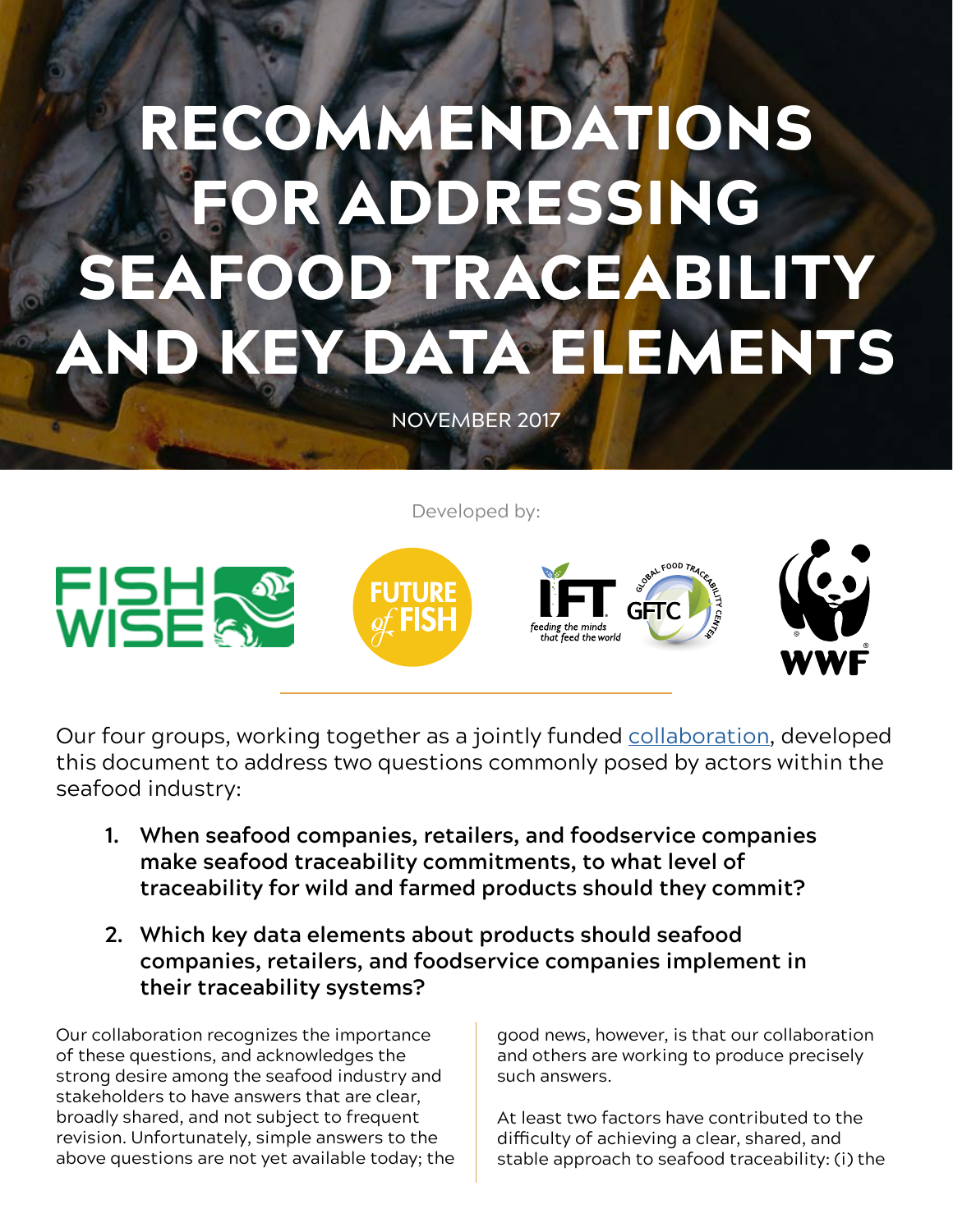# RECOMMENDATIONS FOR ADDRESSING SEAFOOD TRACEABILITY AND KEY DATA ELEMENTS

NOVEMBER 2017

Developed by:

FISH WISE

FUTURE of FISH

IFT feeding the minds that feed the world

GFTC GLOBAL FOOD TRACEABILITY CENTER

WWF

Our four groups, working together as a jointly funded collaboration, developed this document to address two questions commonly posed by actors within the seafood industry:

1. **When seafood companies, retailers, and foodservice companies make seafood traceability commitments, to what level of traceability for wild and farmed products should they commit?**

2. **Which key data elements about products should seafood companies, retailers, and foodservice companies implement in their traceability systems?**

Our collaboration recognizes the importance of these questions, and acknowledges the strong desire among the seafood industry and stakeholders to have answers that are clear, broadly shared, and not subject to frequent revision. Unfortunately, simple answers to the above questions are not yet available today; the good news, however, is that our collaboration and others are working to produce precisely such answers.

At least two factors have contributed to the difficulty of achieving a clear, shared, and stable approach to seafood traceability: (i) the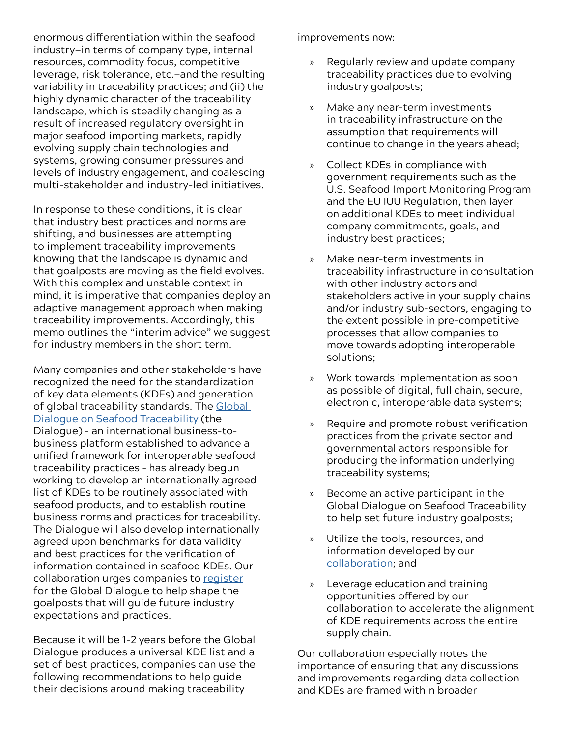enormous differentiation within the seafood industry–in terms of company type, internal resources, commodity focus, competitive leverage, risk tolerance, etc.–and the resulting variability in traceability practices; and (ii) the highly dynamic character of the traceability landscape, which is steadily changing as a result of increased regulatory oversight in major seafood importing markets, rapidly evolving supply chain technologies and systems, growing consumer pressures and levels of industry engagement, and coalescing multi-stakeholder and industry-led initiatives.

In response to these conditions, it is clear that industry best practices and norms are shifting, and businesses are attempting to implement traceability improvements knowing that the landscape is dynamic and that goalposts are moving as the field evolves. With this complex and unstable context in mind, it is imperative that companies deploy an adaptive management approach when making traceability improvements. Accordingly, this memo outlines the "interim advice" we suggest for industry members in the short term.

Many companies and other stakeholders have recognized the need for the standardization of key data elements (KDEs) and generation of global traceability standards. The Global Dialogue on Seafood Traceability (the Dialogue) - an international business-to-business platform established to advance a unified framework for interoperable seafood traceability practices - has already begun working to develop an internationally agreed list of KDEs to be routinely associated with seafood products, and to establish routine business norms and practices for traceability. The Dialogue will also develop internationally agreed upon benchmarks for data validity and best practices for the verification of information contained in seafood KDEs. Our collaboration urges companies to register for the Global Dialogue to help shape the goalposts that will guide future industry expectations and practices.

Because it will be 1-2 years before the Global Dialogue produces a universal KDE list and a set of best practices, companies can use the following recommendations to help guide their decisions around making traceability improvements now:

- Regularly review and update company traceability practices due to evolving industry goalposts;
- Make any near-term investments in traceability infrastructure on the assumption that requirements will continue to change in the years ahead;
- Collect KDEs in compliance with government requirements such as the U.S. Seafood Import Monitoring Program and the EU IUU Regulation, then layer on additional KDEs to meet individual company commitments, goals, and industry best practices;
- Make near-term investments in traceability infrastructure in consultation with other industry actors and stakeholders active in your supply chains and/or industry sub-sectors, engaging to the extent possible in pre-competitive processes that allow companies to move towards adopting interoperable solutions;
- Work towards implementation as soon as possible of digital, full chain, secure, electronic, interoperable data systems;
- Require and promote robust verification practices from the private sector and governmental actors responsible for producing the information underlying traceability systems;
- Become an active participant in the Global Dialogue on Seafood Traceability to help set future industry goalposts;
- Utilize the tools, resources, and information developed by our collaboration; and
- Leverage education and training opportunities offered by our collaboration to accelerate the alignment of KDE requirements across the entire supply chain.

Our collaboration especially notes the importance of ensuring that any discussions and improvements regarding data collection and KDEs are framed within broader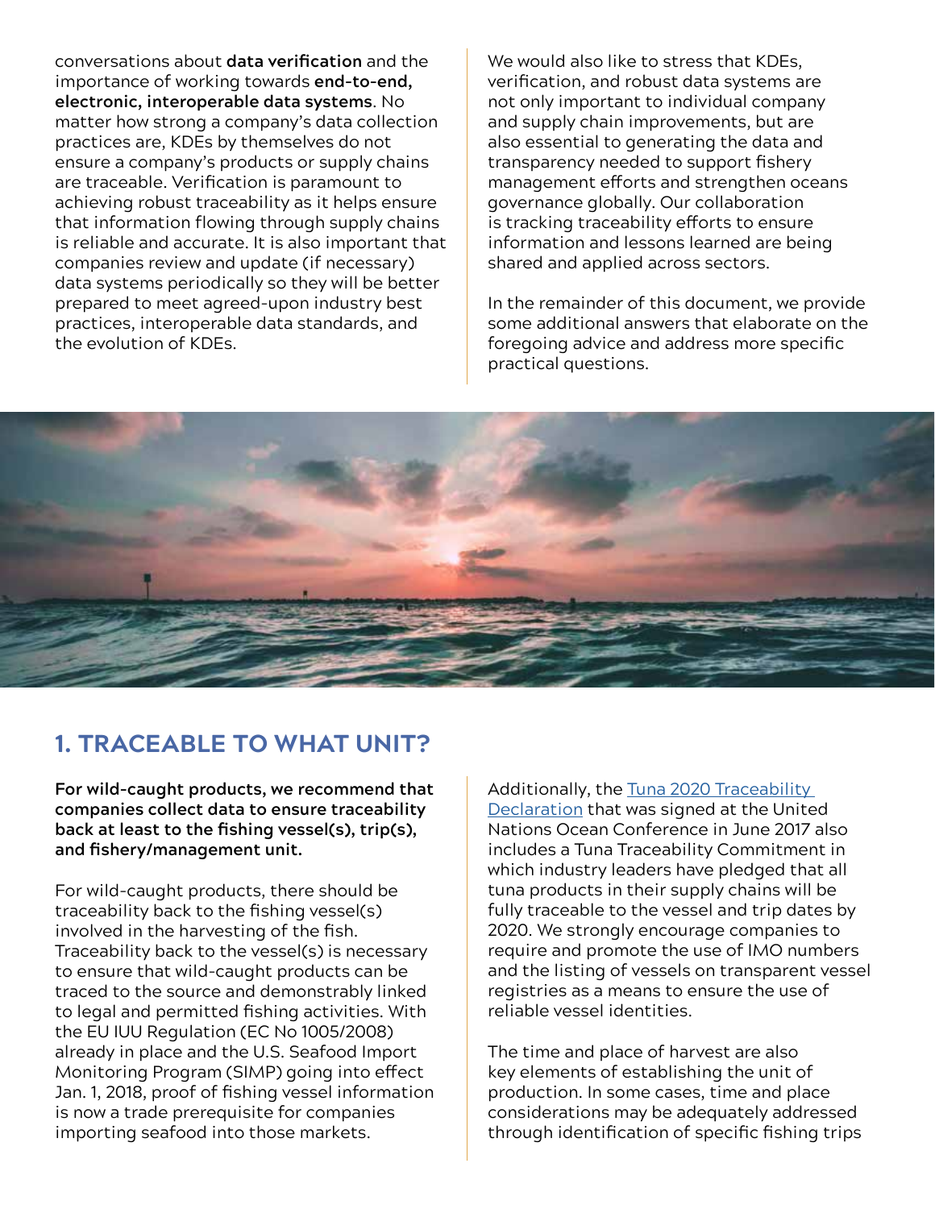conversations about **data verification** and the importance of working towards **end-to-end, electronic, interoperable data systems**. No matter how strong a company's data collection practices are, KDEs by themselves do not ensure a company's products or supply chains are traceable. Verification is paramount to achieving robust traceability as it helps ensure that information flowing through supply chains is reliable and accurate. It is also important that companies review and update (if necessary) data systems periodically so they will be better prepared to meet agreed-upon industry best practices, interoperable data standards, and the evolution of KDEs.

We would also like to stress that KDEs, verification, and robust data systems are not only important to individual company and supply chain improvements, but are also essential to generating the data and transparency needed to support fishery management efforts and strengthen oceans governance globally. Our collaboration is tracking traceability efforts to ensure information and lessons learned are being shared and applied across sectors.

In the remainder of this document, we provide some additional answers that elaborate on the foregoing advice and address more specific practical questions.

## 1. TRACEABLE TO WHAT UNIT?

**For wild-caught products, we recommend that companies collect data to ensure traceability back at least to the fishing vessel(s), trip(s), and fishery/management unit.**

For wild-caught products, there should be traceability back to the fishing vessel(s) involved in the harvesting of the fish. Traceability back to the vessel(s) is necessary to ensure that wild-caught products can be traced to the source and demonstrably linked to legal and permitted fishing activities. With the EU IUU Regulation (EC No 1005/2008) already in place and the U.S. Seafood Import Monitoring Program (SIMP) going into effect Jan. 1, 2018, proof of fishing vessel information is now a trade prerequisite for companies importing seafood into those markets.

Additionally, the Tuna 2020 Traceability Declaration that was signed at the United Nations Ocean Conference in June 2017 also includes a Tuna Traceability Commitment in which industry leaders have pledged that all tuna products in their supply chains will be fully traceable to the vessel and trip dates by 2020. We strongly encourage companies to require and promote the use of IMO numbers and the listing of vessels on transparent vessel registries as a means to ensure the use of reliable vessel identities.

The time and place of harvest are also key elements of establishing the unit of production. In some cases, time and place considerations may be adequately addressed through identification of specific fishing trips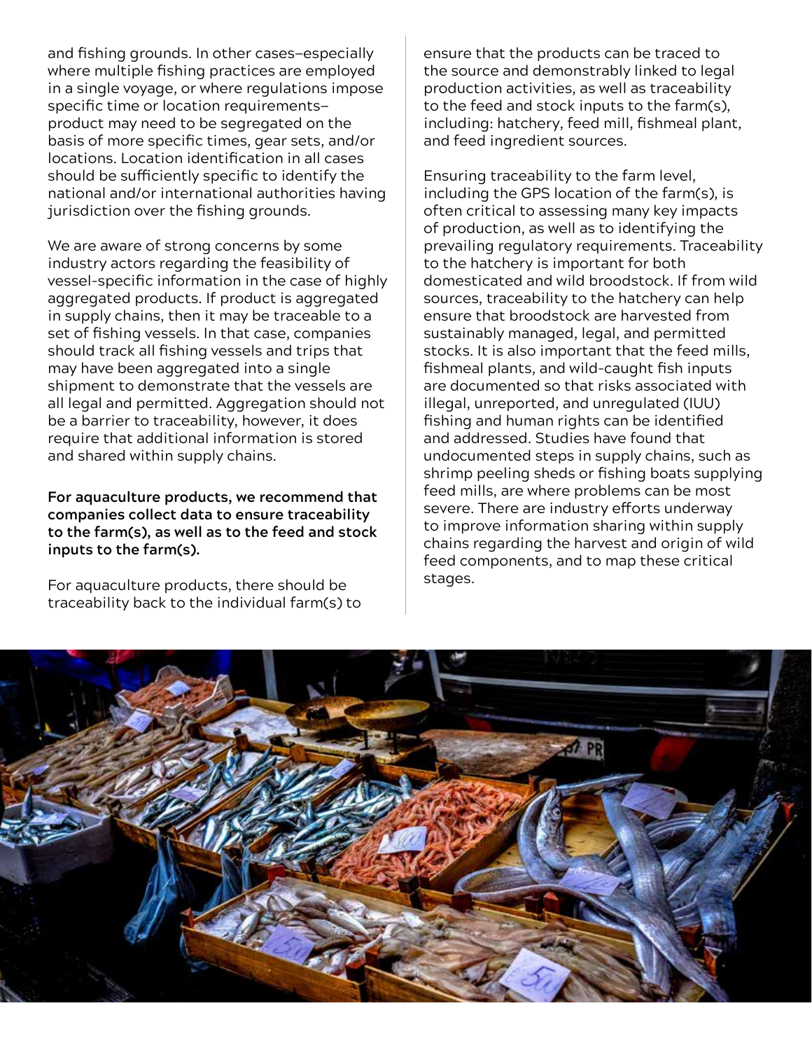and fishing grounds. In other cases–especially where multiple fishing practices are employed in a single voyage, or where regulations impose specific time or location requirements–product may need to be segregated on the basis of more specific times, gear sets, and/or locations. Location identification in all cases should be sufficiently specific to identify the national and/or international authorities having jurisdiction over the fishing grounds.

We are aware of strong concerns by some industry actors regarding the feasibility of vessel-specific information in the case of highly aggregated products. If product is aggregated in supply chains, then it may be traceable to a set of fishing vessels. In that case, companies should track all fishing vessels and trips that may have been aggregated into a single shipment to demonstrate that the vessels are all legal and permitted. Aggregation should not be a barrier to traceability, however, it does require that additional information is stored and shared within supply chains.

**For aquaculture products, we recommend that companies collect data to ensure traceability to the farm(s), as well as to the feed and stock inputs to the farm(s).**

For aquaculture products, there should be traceability back to the individual farm(s) to ensure that the products can be traced to the source and demonstrably linked to legal production activities, as well as traceability to the feed and stock inputs to the farm(s), including: hatchery, feed mill, fishmeal plant, and feed ingredient sources.

Ensuring traceability to the farm level, including the GPS location of the farm(s), is often critical to assessing many key impacts of production, as well as to identifying the prevailing regulatory requirements. Traceability to the hatchery is important for both domesticated and wild broodstock. If from wild sources, traceability to the hatchery can help ensure that broodstock are harvested from sustainably managed, legal, and permitted stocks. It is also important that the feed mills, fishmeal plants, and wild-caught fish inputs are documented so that risks associated with illegal, unreported, and unregulated (IUU) fishing and human rights can be identified and addressed. Studies have found that undocumented steps in supply chains, such as shrimp peeling sheds or fishing boats supplying feed mills, are where problems can be most severe. There are industry efforts underway to improve information sharing within supply chains regarding the harvest and origin of wild feed components, and to map these critical stages.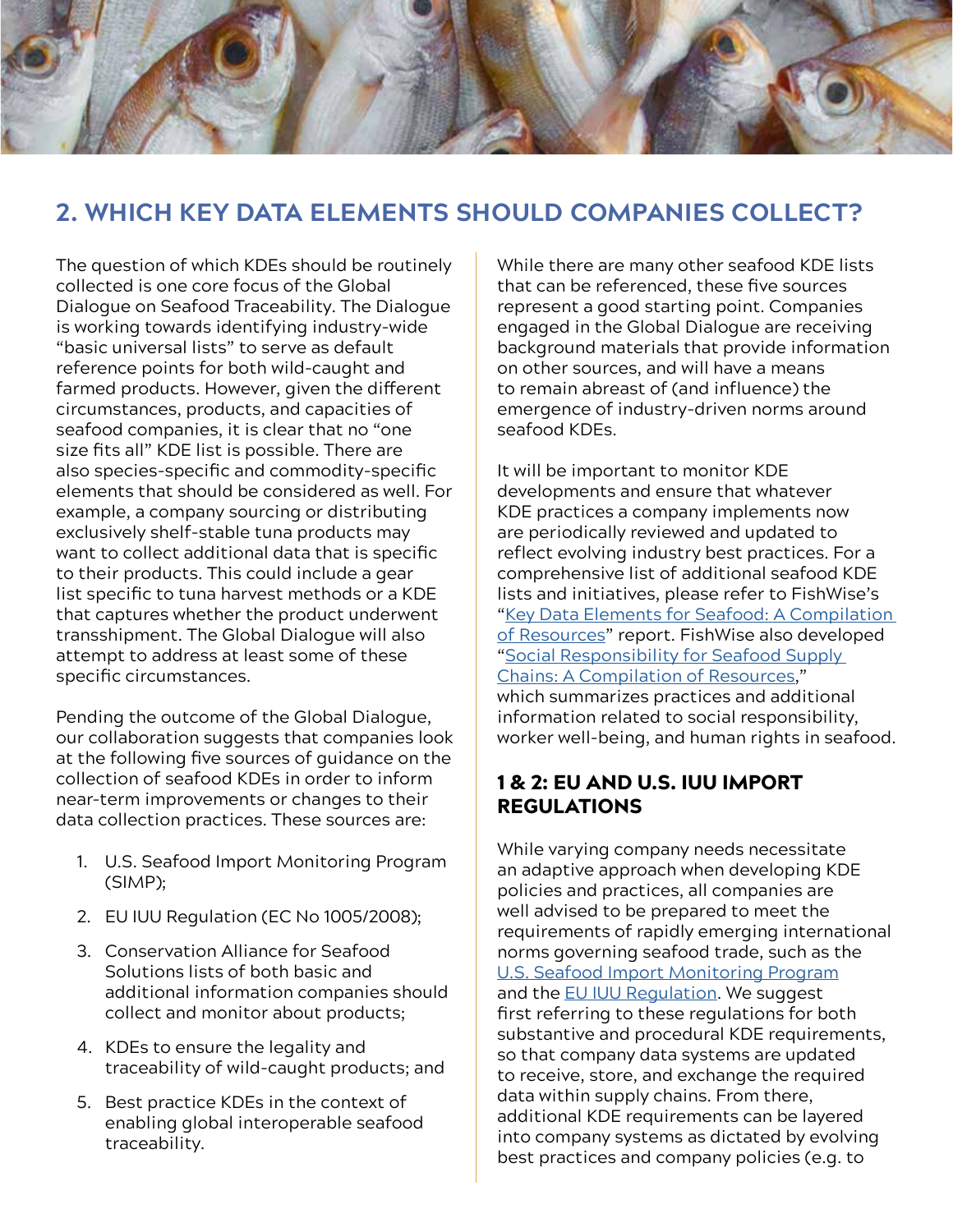## 2. WHICH KEY DATA ELEMENTS SHOULD COMPANIES COLLECT?

The question of which KDEs should be routinely collected is one core focus of the Global Dialogue on Seafood Traceability. The Dialogue is working towards identifying industry-wide "basic universal lists" to serve as default reference points for both wild-caught and farmed products. However, given the different circumstances, products, and capacities of seafood companies, it is clear that no "one size fits all" KDE list is possible. There are also species-specific and commodity-specific elements that should be considered as well. For example, a company sourcing or distributing exclusively shelf-stable tuna products may want to collect additional data that is specific to their products. This could include a gear list specific to tuna harvest methods or a KDE that captures whether the product underwent transshipment. The Global Dialogue will also attempt to address at least some of these specific circumstances.

Pending the outcome of the Global Dialogue, our collaboration suggests that companies look at the following five sources of guidance on the collection of seafood KDEs in order to inform near-term improvements or changes to their data collection practices. These sources are:

1. U.S. Seafood Import Monitoring Program (SIMP);
2. EU IUU Regulation (EC No 1005/2008);
3. Conservation Alliance for Seafood Solutions lists of both basic and additional information companies should collect and monitor about products;
4. KDEs to ensure the legality and traceability of wild-caught products; and
5. Best practice KDEs in the context of enabling global interoperable seafood traceability.

While there are many other seafood KDE lists that can be referenced, these five sources represent a good starting point. Companies engaged in the Global Dialogue are receiving background materials that provide information on other sources, and will have a means to remain abreast of (and influence) the emergence of industry-driven norms around seafood KDEs.

It will be important to monitor KDE developments and ensure that whatever KDE practices a company implements now are periodically reviewed and updated to reflect evolving industry best practices. For a comprehensive list of additional seafood KDE lists and initiatives, please refer to FishWise's "Key Data Elements for Seafood: A Compilation of Resources" report. FishWise also developed "Social Responsibility for Seafood Supply Chains: A Compilation of Resources," which summarizes practices and additional information related to social responsibility, worker well-being, and human rights in seafood.

### 1 & 2: EU AND U.S. IUU IMPORT REGULATIONS

While varying company needs necessitate an adaptive approach when developing KDE policies and practices, all companies are well advised to be prepared to meet the requirements of rapidly emerging international norms governing seafood trade, such as the U.S. Seafood Import Monitoring Program and the EU IUU Regulation. We suggest first referring to these regulations for both substantive and procedural KDE requirements, so that company data systems are updated to receive, store, and exchange the required data within supply chains. From there, additional KDE requirements can be layered into company systems as dictated by evolving best practices and company policies (e.g. to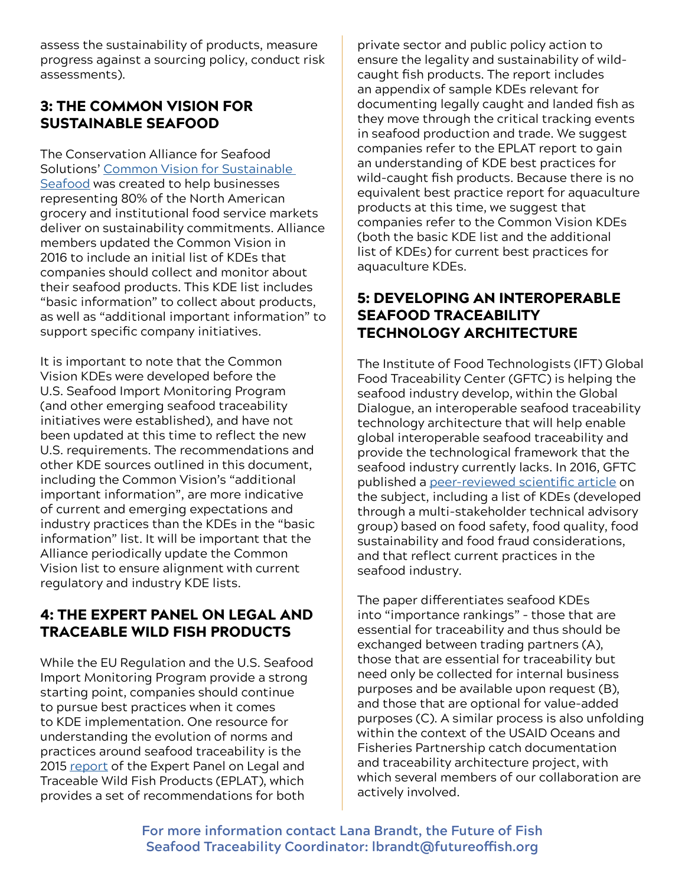assess the sustainability of products, measure progress against a sourcing policy, conduct risk assessments).

## 3: THE COMMON VISION FOR SUSTAINABLE SEAFOOD

The Conservation Alliance for Seafood Solutions' Common Vision for Sustainable Seafood was created to help businesses representing 80% of the North American grocery and institutional food service markets deliver on sustainability commitments. Alliance members updated the Common Vision in 2016 to include an initial list of KDEs that companies should collect and monitor about their seafood products. This KDE list includes "basic information" to collect about products, as well as "additional important information" to support specific company initiatives.

It is important to note that the Common Vision KDEs were developed before the U.S. Seafood Import Monitoring Program (and other emerging seafood traceability initiatives were established), and have not been updated at this time to reflect the new U.S. requirements. The recommendations and other KDE sources outlined in this document, including the Common Vision's "additional important information", are more indicative of current and emerging expectations and industry practices than the KDEs in the "basic information" list. It will be important that the Alliance periodically update the Common Vision list to ensure alignment with current regulatory and industry KDE lists.

## 4: THE EXPERT PANEL ON LEGAL AND TRACEABLE WILD FISH PRODUCTS

While the EU Regulation and the U.S. Seafood Import Monitoring Program provide a strong starting point, companies should continue to pursue best practices when it comes to KDE implementation. One resource for understanding the evolution of norms and practices around seafood traceability is the 2015 report of the Expert Panel on Legal and Traceable Wild Fish Products (EPLAT), which provides a set of recommendations for both private sector and public policy action to ensure the legality and sustainability of wild-caught fish products. The report includes an appendix of sample KDEs relevant for documenting legally caught and landed fish as they move through the critical tracking events in seafood production and trade. We suggest companies refer to the EPLAT report to gain an understanding of KDE best practices for wild-caught fish products. Because there is no equivalent best practice report for aquaculture products at this time, we suggest that companies refer to the Common Vision KDEs (both the basic KDE list and the additional list of KDEs) for current best practices for aquaculture KDEs.

## 5: DEVELOPING AN INTEROPERABLE SEAFOOD TRACEABILITY TECHNOLOGY ARCHITECTURE

The Institute of Food Technologists (IFT) Global Food Traceability Center (GFTC) is helping the seafood industry develop, within the Global Dialogue, an interoperable seafood traceability technology architecture that will help enable global interoperable seafood traceability and provide the technological framework that the seafood industry currently lacks. In 2016, GFTC published a peer-reviewed scientific article on the subject, including a list of KDEs (developed through a multi-stakeholder technical advisory group) based on food safety, food quality, food sustainability and food fraud considerations, and that reflect current practices in the seafood industry.

The paper differentiates seafood KDEs into "importance rankings" - those that are essential for traceability and thus should be exchanged between trading partners (A), those that are essential for traceability but need only be collected for internal business purposes and be available upon request (B), and those that are optional for value-added purposes (C). A similar process is also unfolding within the context of the USAID Oceans and Fisheries Partnership catch documentation and traceability architecture project, with which several members of our collaboration are actively involved.

**For more information contact Lana Brandt, the Future of Fish Seafood Traceability Coordinator: lbrandt@futureoffish.org**